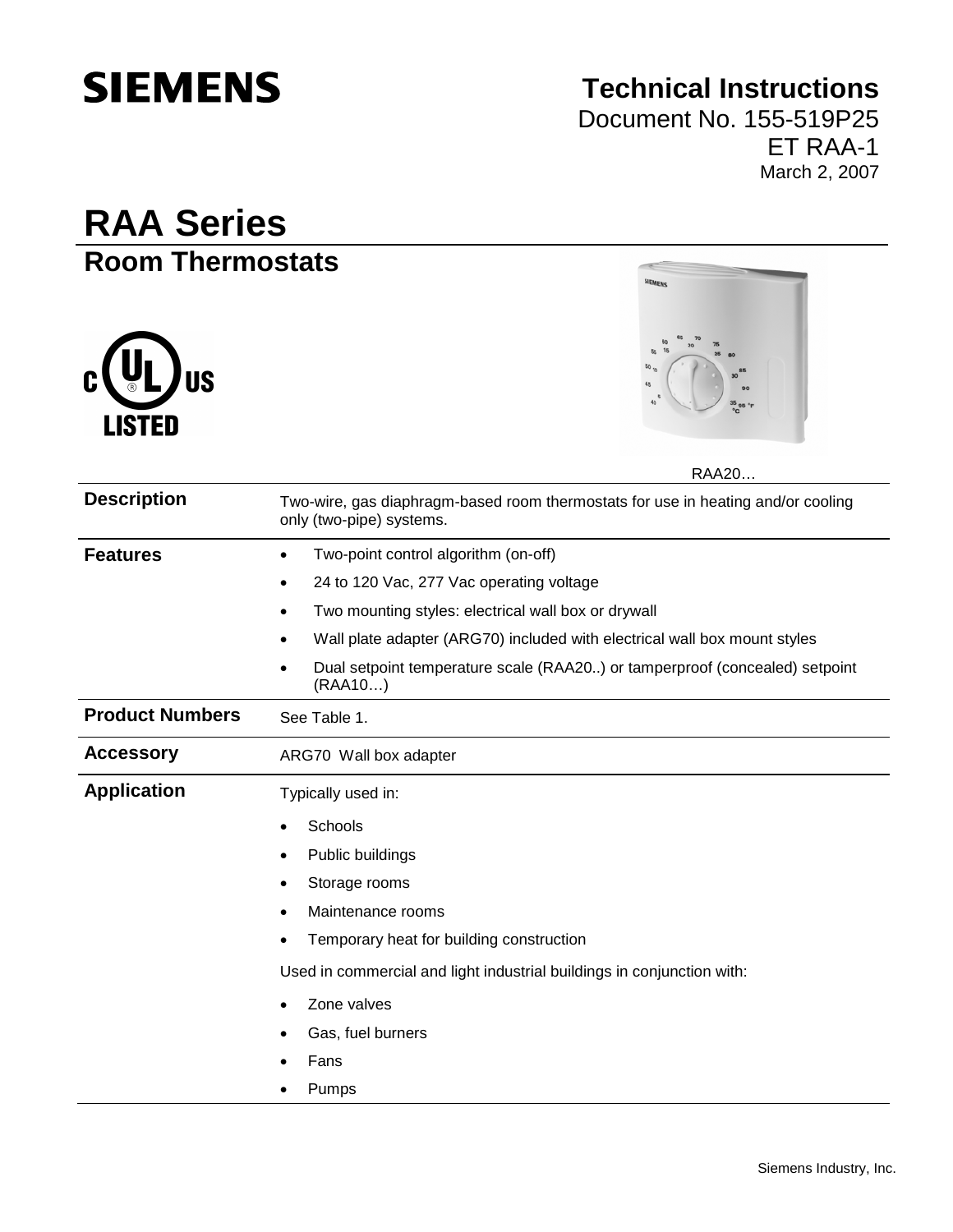**SIEMENS**

**Technical Instructions**
Document No. 155-519P25
ET RAA-1
March 2, 2007

# RAA Series

## Room Thermostats

c UL US LISTED

RAA20…

| | |
|---|---|
| **Description** | Two-wire, gas diaphragm-based room thermostats for use in heating and/or cooling only (two-pipe) systems. |
| **Features** | • Two-point control algorithm (on-off)<br>• 24 to 120 Vac, 277 Vac operating voltage<br>• Two mounting styles: electrical wall box or drywall<br>• Wall plate adapter (ARG70) included with electrical wall box mount styles<br>• Dual setpoint temperature scale (RAA20..) or tamperproof (concealed) setpoint (RAA10…) |
| **Product Numbers** | See Table 1. |
| **Accessory** | ARG70 Wall box adapter |
| **Application** | Typically used in:<br>• Schools<br>• Public buildings<br>• Storage rooms<br>• Maintenance rooms<br>• Temporary heat for building construction<br>Used in commercial and light industrial buildings in conjunction with:<br>• Zone valves<br>• Gas, fuel burners<br>• Fans<br>• Pumps |

Siemens Industry, Inc.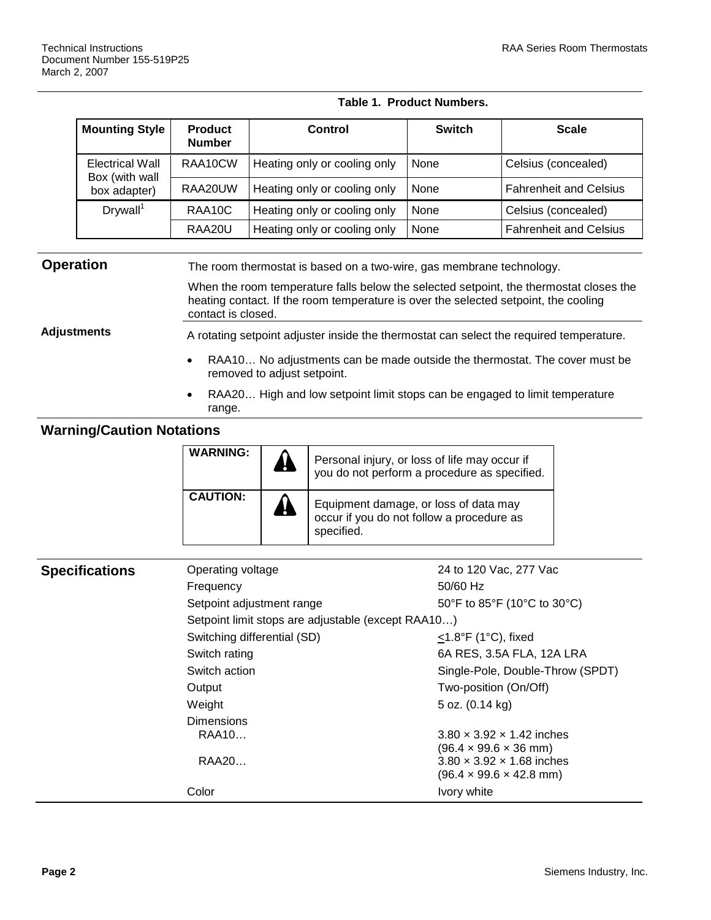**Table 1. Product Numbers.**

| Mounting Style | Product Number | Control | Switch | Scale |
|---|---|---|---|---|
| Electrical Wall Box (with wall box adapter) | RAA10CW | Heating only or cooling only | None | Celsius (concealed) |
| | RAA20UW | Heating only or cooling only | None | Fahrenheit and Celsius |
| Drywall[1] | RAA10C | Heating only or cooling only | None | Celsius (concealed) |
| | RAA20U | Heating only or cooling only | None | Fahrenheit and Celsius |

## Operation

The room thermostat is based on a two-wire, gas membrane technology.

When the room temperature falls below the selected setpoint, the thermostat closes the heating contact. If the room temperature is over the selected setpoint, the cooling contact is closed.

### Adjustments

A rotating setpoint adjuster inside the thermostat can select the required temperature.

- RAA10… No adjustments can be made outside the thermostat. The cover must be removed to adjust setpoint.
- RAA20… High and low setpoint limit stops can be engaged to limit temperature range.

## Warning/Caution Notations

| | | |
|---|---|---|
| **WARNING:** | ⚠ | Personal injury, or loss of life may occur if you do not perform a procedure as specified. |
| **CAUTION:** | ⚠ | Equipment damage, or loss of data may occur if you do not follow a procedure as specified. |

## Specifications

| | |
|---|---|
| Operating voltage | 24 to 120 Vac, 277 Vac |
| Frequency | 50/60 Hz |
| Setpoint adjustment range | 50°F to 85°F (10°C to 30°C) |
| Setpoint limit stops are adjustable (except RAA10…) | |
| Switching differential (SD) | ≤1.8°F (1°C), fixed |
| Switch rating | 6A RES, 3.5A FLA, 12A LRA |
| Switch action | Single-Pole, Double-Throw (SPDT) |
| Output | Two-position (On/Off) |
| Weight | 5 oz. (0.14 kg) |
| Dimensions | |
| RAA10… | 3.80 × 3.92 × 1.42 inches (96.4 × 99.6 × 36 mm) |
| RAA20… | 3.80 × 3.92 × 1.68 inches (96.4 × 99.6 × 42.8 mm) |
| Color | Ivory white |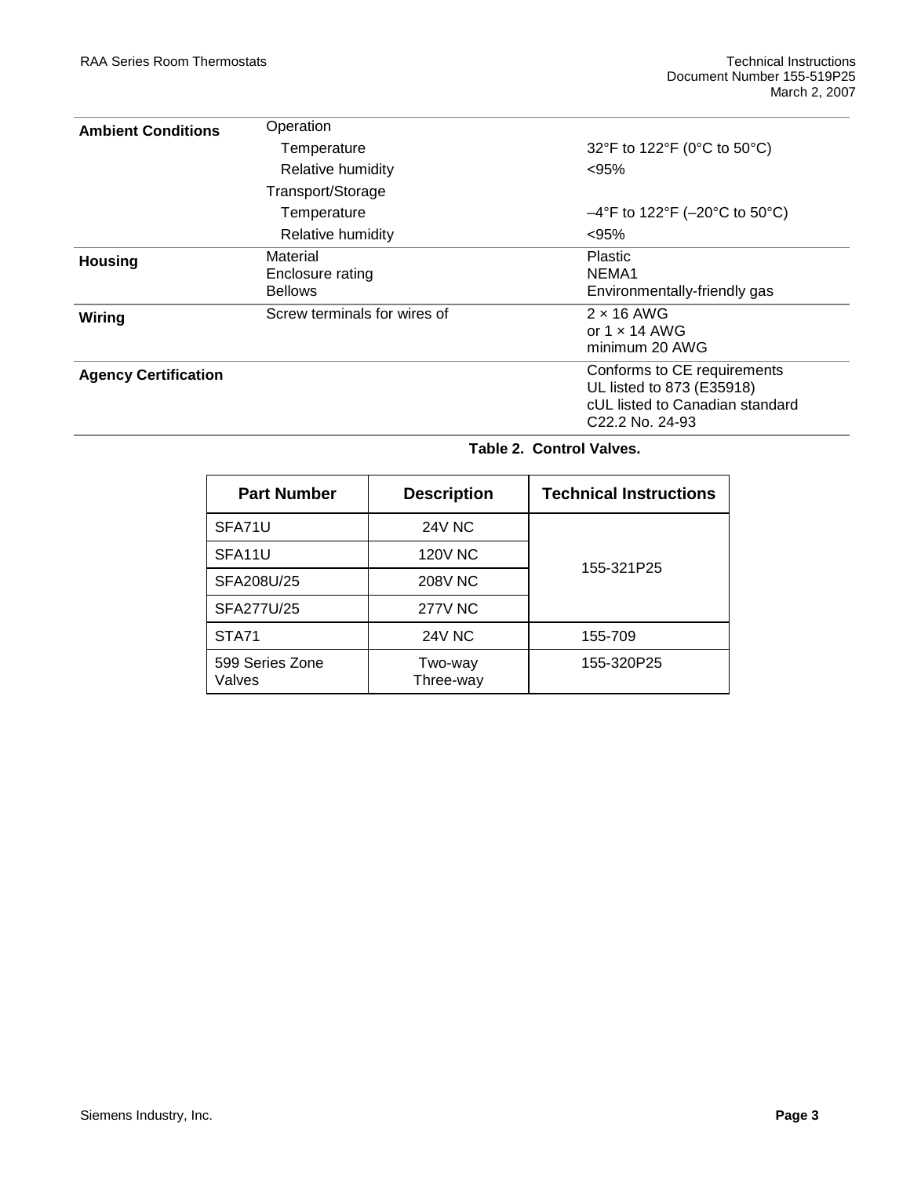| | | |
|---|---|---|
| **Ambient Conditions** | Operation | |
| | Temperature | 32°F to 122°F (0°C to 50°C) |
| | Relative humidity | <95% |
| | Transport/Storage | |
| | Temperature | –4°F to 122°F (–20°C to 50°C) |
| | Relative humidity | <95% |
| **Housing** | Material<br>Enclosure rating<br>Bellows | Plastic<br>NEMA1<br>Environmentally-friendly gas |
| **Wiring** | Screw terminals for wires of | 2 × 16 AWG<br>or 1 × 14 AWG<br>minimum 20 AWG |
| **Agency Certification** | | Conforms to CE requirements<br>UL listed to 873 (E35918)<br>cUL listed to Canadian standard C22.2 No. 24-93 |

**Table 2. Control Valves.**

| Part Number | Description | Technical Instructions |
|---|---|---|
| SFA71U | 24V NC | 155-321P25 |
| SFA11U | 120V NC | |
| SFA208U/25 | 208V NC | |
| SFA277U/25 | 277V NC | |
| STA71 | 24V NC | 155-709 |
| 599 Series Zone Valves | Two-way<br>Three-way | 155-320P25 |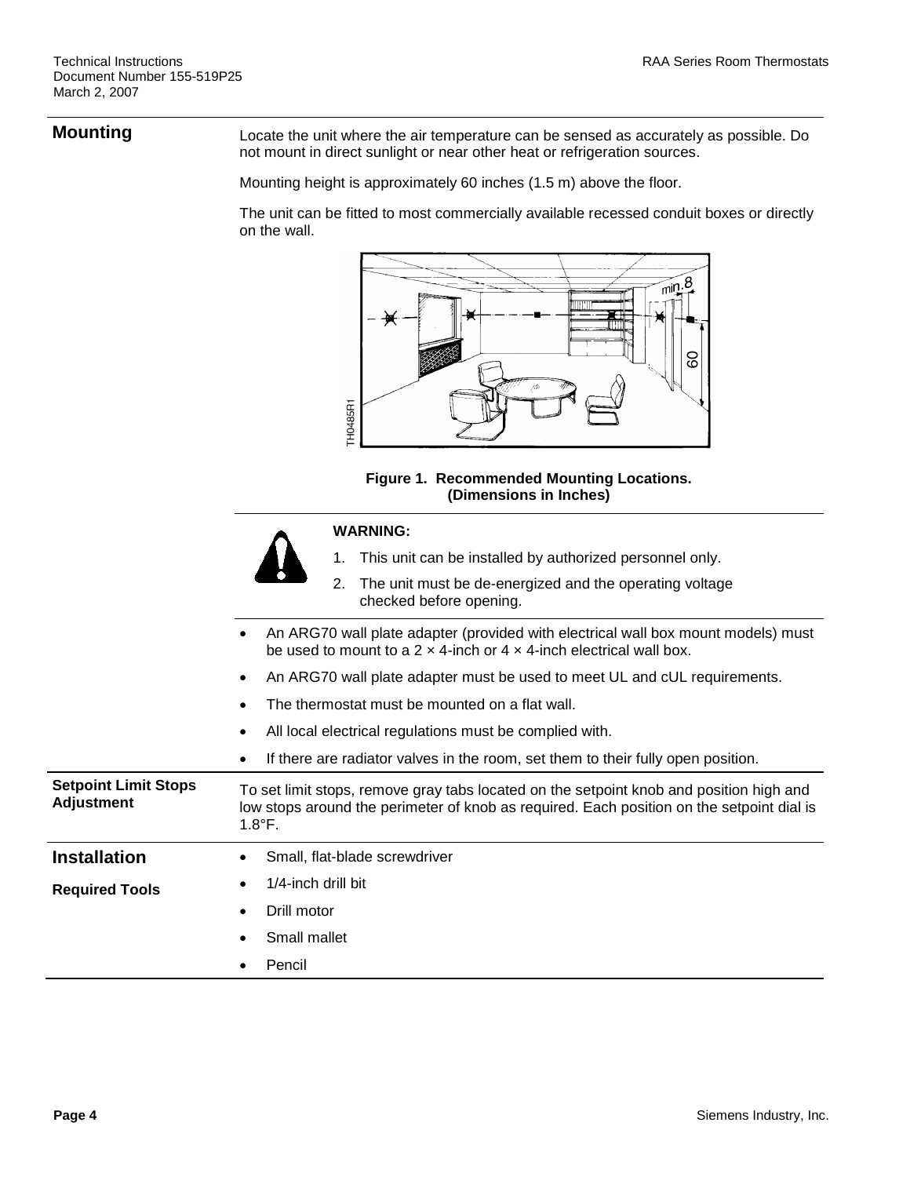## Mounting

Locate the unit where the air temperature can be sensed as accurately as possible. Do not mount in direct sunlight or near other heat or refrigeration sources.

Mounting height is approximately 60 inches (1.5 m) above the floor.

The unit can be fitted to most commercially available recessed conduit boxes or directly on the wall.

**Figure 1. Recommended Mounting Locations. (Dimensions in Inches)**

**WARNING:**

1. This unit can be installed by authorized personnel only.
2. The unit must be de-energized and the operating voltage checked before opening.

- An ARG70 wall plate adapter (provided with electrical wall box mount models) must be used to mount to a 2 × 4-inch or 4 × 4-inch electrical wall box.
- An ARG70 wall plate adapter must be used to meet UL and cUL requirements.
- The thermostat must be mounted on a flat wall.
- All local electrical regulations must be complied with.
- If there are radiator valves in the room, set them to their fully open position.

### Setpoint Limit Stops Adjustment

To set limit stops, remove gray tabs located on the setpoint knob and position high and low stops around the perimeter of knob as required. Each position on the setpoint dial is 1.8°F.

## Installation

### Required Tools

- Small, flat-blade screwdriver
- 1/4-inch drill bit
- Drill motor
- Small mallet
- Pencil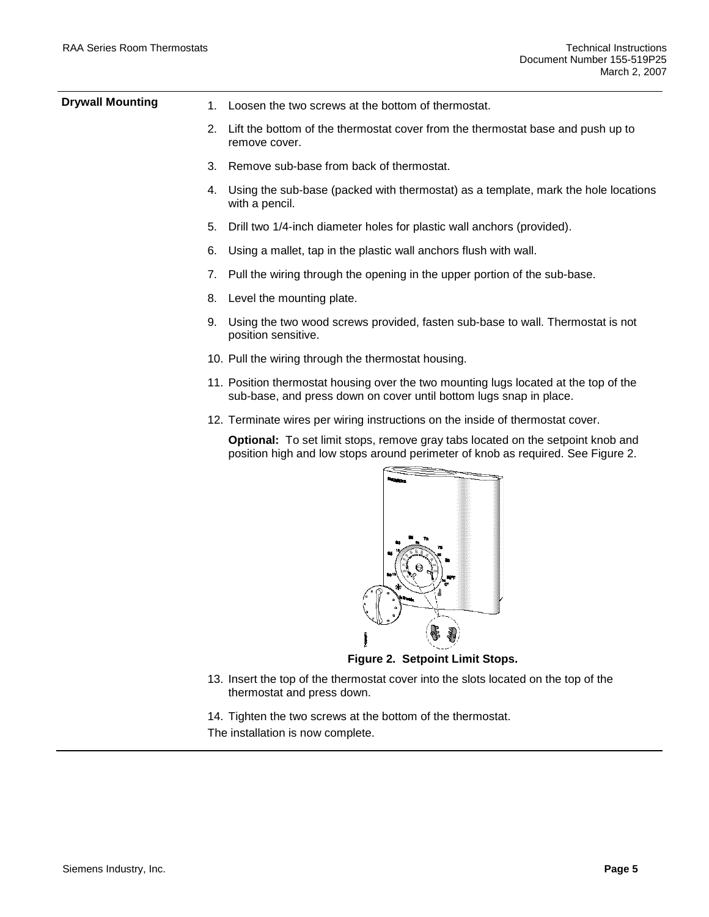## Drywall Mounting

1. Loosen the two screws at the bottom of thermostat.
2. Lift the bottom of the thermostat cover from the thermostat base and push up to remove cover.
3. Remove sub-base from back of thermostat.
4. Using the sub-base (packed with thermostat) as a template, mark the hole locations with a pencil.
5. Drill two 1/4-inch diameter holes for plastic wall anchors (provided).
6. Using a mallet, tap in the plastic wall anchors flush with wall.
7. Pull the wiring through the opening in the upper portion of the sub-base.
8. Level the mounting plate.
9. Using the two wood screws provided, fasten sub-base to wall. Thermostat is not position sensitive.
10. Pull the wiring through the thermostat housing.
11. Position thermostat housing over the two mounting lugs located at the top of the sub-base, and press down on cover until bottom lugs snap in place.
12. Terminate wires per wiring instructions on the inside of thermostat cover.

    **Optional:** To set limit stops, remove gray tabs located on the setpoint knob and position high and low stops around perimeter of knob as required. See Figure 2.

    **Figure 2. Setpoint Limit Stops.**

13. Insert the top of the thermostat cover into the slots located on the top of the thermostat and press down.
14. Tighten the two screws at the bottom of the thermostat.

The installation is now complete.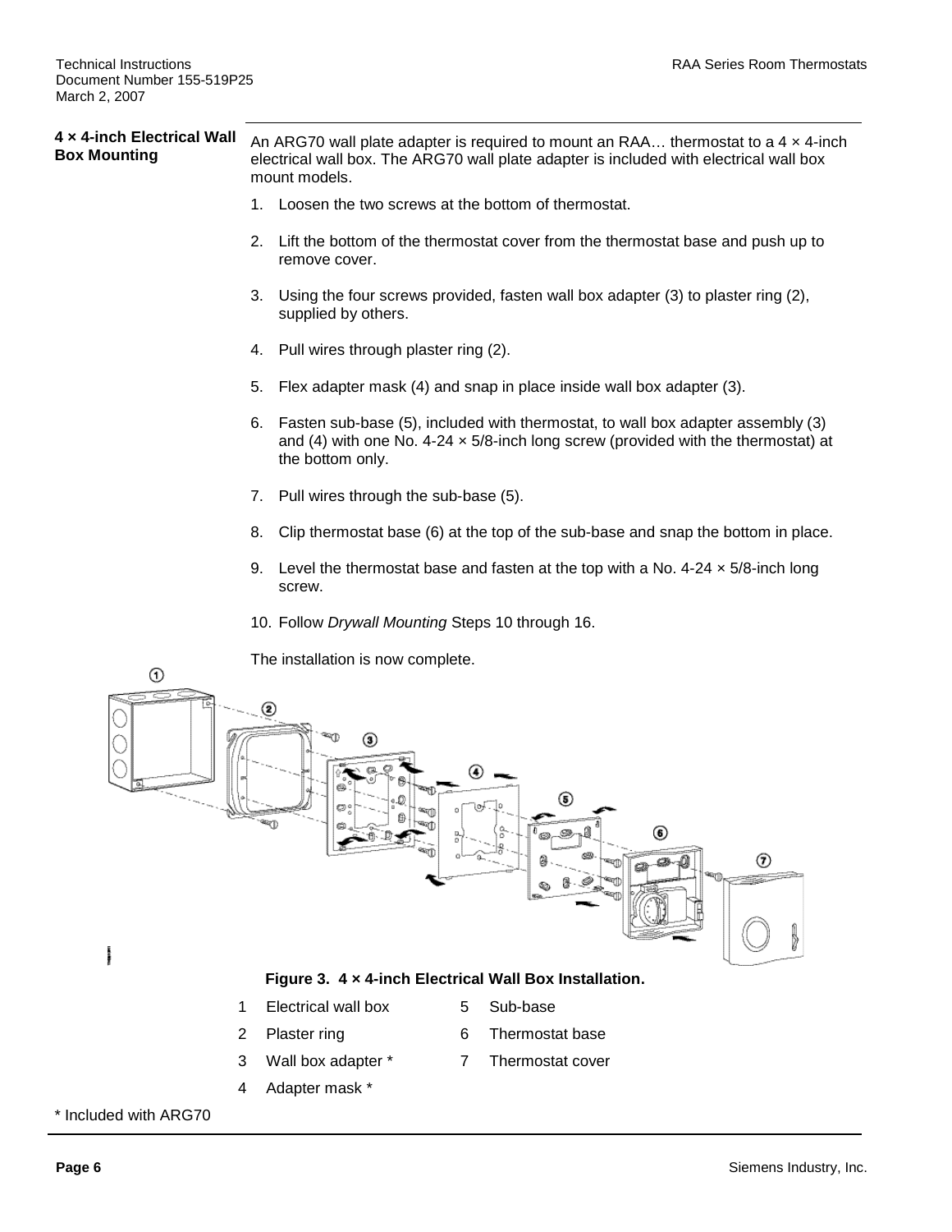## 4 × 4-inch Electrical Wall Box Mounting

An ARG70 wall plate adapter is required to mount an RAA… thermostat to a 4 × 4-inch electrical wall box. The ARG70 wall plate adapter is included with electrical wall box mount models.

1. Loosen the two screws at the bottom of thermostat.
2. Lift the bottom of the thermostat cover from the thermostat base and push up to remove cover.
3. Using the four screws provided, fasten wall box adapter (3) to plaster ring (2), supplied by others.
4. Pull wires through plaster ring (2).
5. Flex adapter mask (4) and snap in place inside wall box adapter (3).
6. Fasten sub-base (5), included with thermostat, to wall box adapter assembly (3) and (4) with one No. 4-24 × 5/8-inch long screw (provided with the thermostat) at the bottom only.
7. Pull wires through the sub-base (5).
8. Clip thermostat base (6) at the top of the sub-base and snap the bottom in place.
9. Level the thermostat base and fasten at the top with a No. 4-24 × 5/8-inch long screw.
10. Follow *Drywall Mounting* Steps 10 through 16.

The installation is now complete.

**Figure 3. 4 × 4-inch Electrical Wall Box Installation.**

1 Electrical wall box
2 Plaster ring
3 Wall box adapter *
4 Adapter mask *
5 Sub-base
6 Thermostat base
7 Thermostat cover

\* Included with ARG70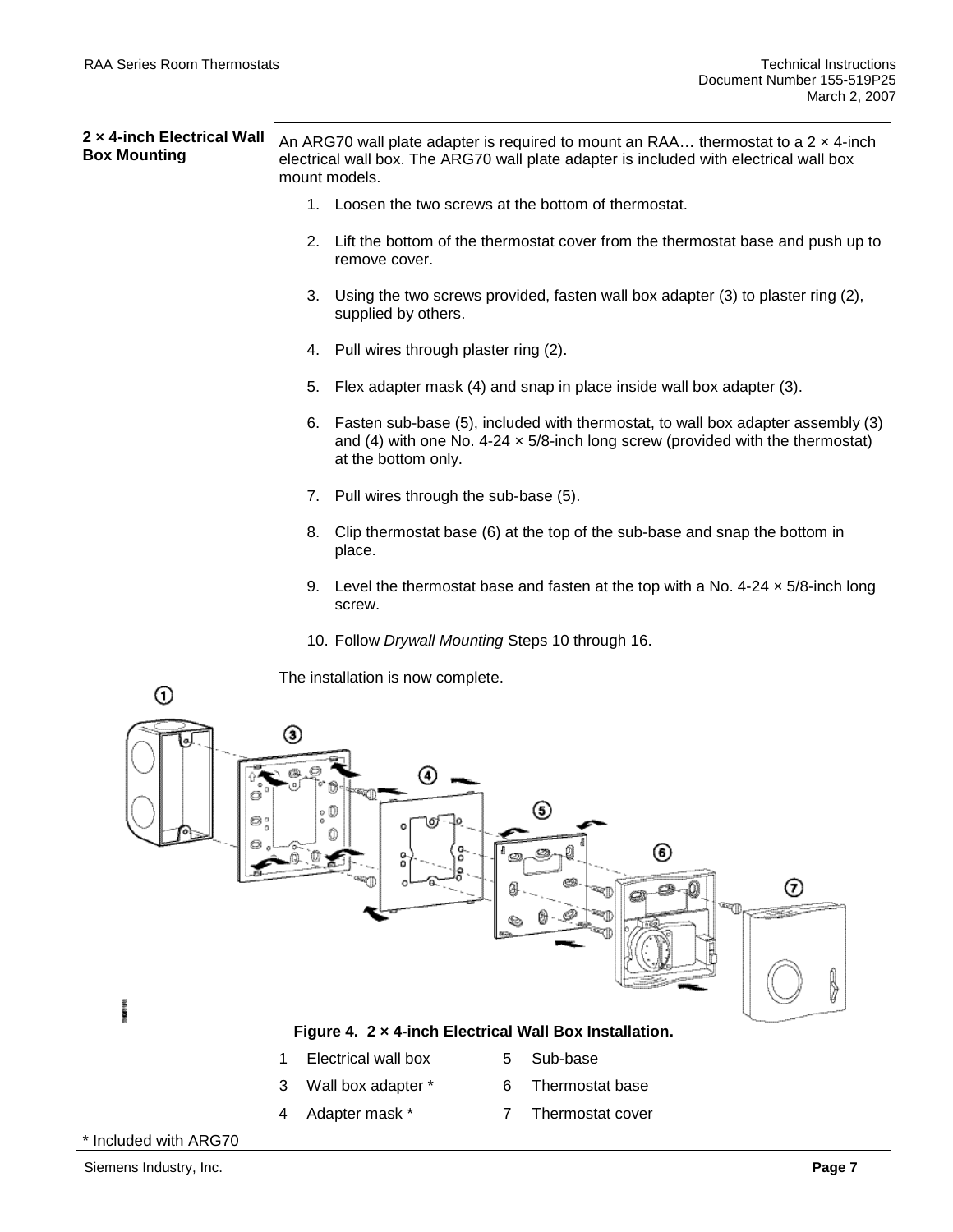## 2 × 4-inch Electrical Wall Box Mounting

An ARG70 wall plate adapter is required to mount an RAA… thermostat to a 2 × 4-inch electrical wall box. The ARG70 wall plate adapter is included with electrical wall box mount models.

1. Loosen the two screws at the bottom of thermostat.
2. Lift the bottom of the thermostat cover from the thermostat base and push up to remove cover.
3. Using the two screws provided, fasten wall box adapter (3) to plaster ring (2), supplied by others.
4. Pull wires through plaster ring (2).
5. Flex adapter mask (4) and snap in place inside wall box adapter (3).
6. Fasten sub-base (5), included with thermostat, to wall box adapter assembly (3) and (4) with one No. 4-24 × 5/8-inch long screw (provided with the thermostat) at the bottom only.
7. Pull wires through the sub-base (5).
8. Clip thermostat base (6) at the top of the sub-base and snap the bottom in place.
9. Level the thermostat base and fasten at the top with a No. 4-24 × 5/8-inch long screw.
10. Follow *Drywall Mounting* Steps 10 through 16.

The installation is now complete.

**Figure 4. 2 × 4-inch Electrical Wall Box Installation.**

| | | | |
|---|---|---|---|
| 1 | Electrical wall box | 5 | Sub-base |
| 3 | Wall box adapter * | 6 | Thermostat base |
| 4 | Adapter mask * | 7 | Thermostat cover |

\* Included with ARG70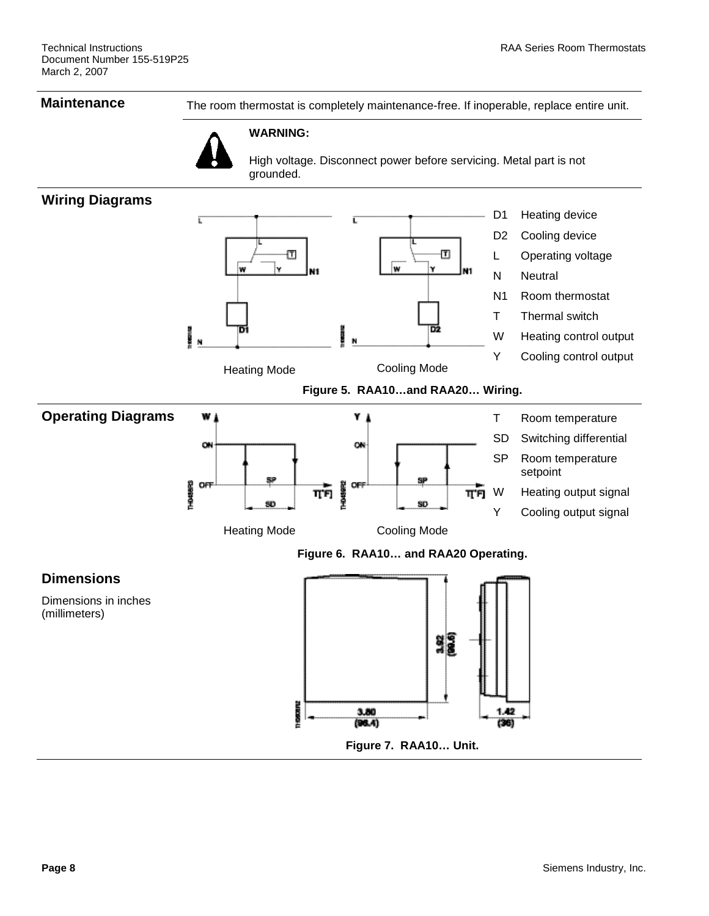## Maintenance

The room thermostat is completely maintenance-free. If inoperable, replace entire unit.

**WARNING:**

High voltage. Disconnect power before servicing. Metal part is not grounded.

## Wiring Diagrams

| | |
|---|---|
| D1 | Heating device |
| D2 | Cooling device |
| L | Operating voltage |
| N | Neutral |
| N1 | Room thermostat |
| T | Thermal switch |
| W | Heating control output |
| Y | Cooling control output |

Heating Mode    Cooling Mode

**Figure 5. RAA10…and RAA20… Wiring.**

## Operating Diagrams

| | |
|---|---|
| T | Room temperature |
| SD | Switching differential |
| SP | Room temperature setpoint |
| W | Heating output signal |
| Y | Cooling output signal |

Heating Mode    Cooling Mode

**Figure 6. RAA10… and RAA20 Operating.**

## Dimensions

Dimensions in inches (millimeters)

**Figure 7. RAA10… Unit.**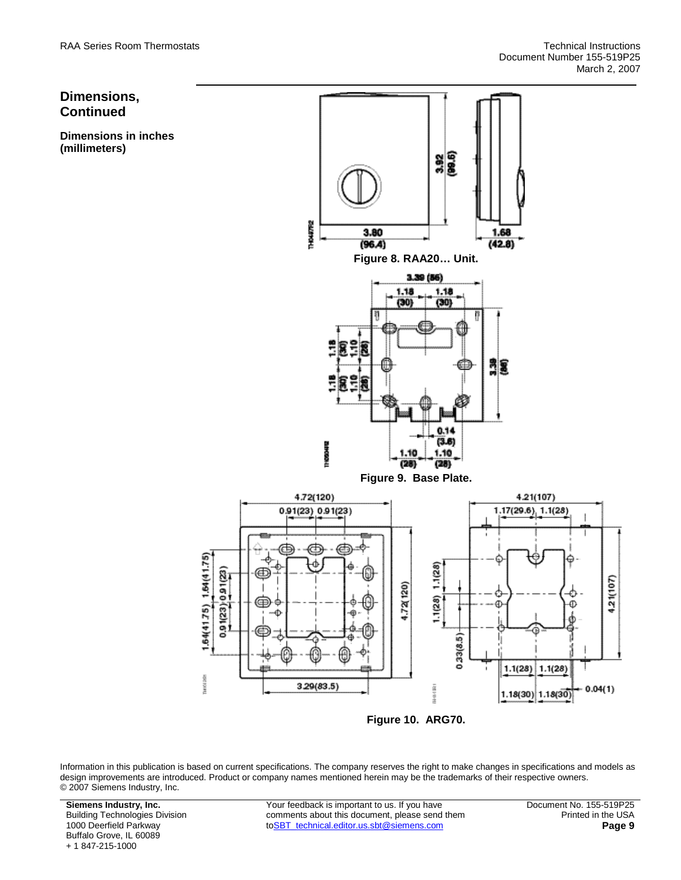## Dimensions, Continued

**Dimensions in inches (millimeters)**

3.92 (99.6)
3.80 (96.4)
1.68 (42.8)

**Figure 8. RAA20… Unit.**

3.39 (86)
1.18 (30) 1.18 (30)
1.18 (30) 1.10 (28)
1.18 (30) 1.10 (28)
3.39 (86)
0.14 (3.6)
1.10 (28) 1.10 (28)

**Figure 9. Base Plate.**

4.72(120)
0.91(23) 0.91(23)
1.64(41.75) 1.64(41.75)
0.91(23) 0.91(23)
4.72(120)
3.29(83.5)

4.21(107)
1.17(29.6) 1.1(28)
1.1(28) 1.1(28)
0.33(8.5)
4.21(107)
1.1(28) 1.1(28)
1.18(30) 1.18(30)
0.04(1)

**Figure 10. ARG70.**

Information in this publication is based on current specifications. The company reserves the right to make changes in specifications and models as design improvements are introduced. Product or company names mentioned herein may be the trademarks of their respective owners.
© 2007 Siemens Industry, Inc.

**Siemens Industry, Inc.**
Building Technologies Division
1000 Deerfield Parkway
Buffalo Grove, IL 60089
+ 1 847-215-1000

Your feedback is important to us. If you have comments about this document, please send them to SBT_technical.editor.us.sbt@siemens.com

Document No. 155-519P25
Printed in the USA